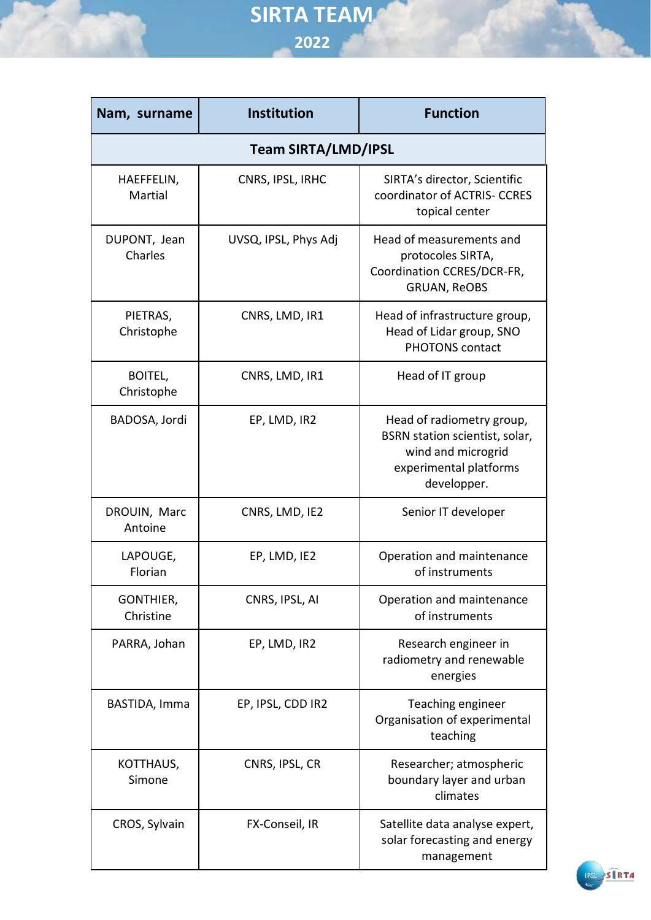# SIRTA TEAM

## 2022

| Nam, surname | Institution | Function |
|---|---|---|
| **Team SIRTA/LMD/IPSL** | | |
| HAEFFELIN, Martial | CNRS, IPSL, IRHC | SIRTA's director, Scientific coordinator of ACTRIS- CCRES topical center |
| DUPONT, Jean Charles | UVSQ, IPSL, Phys Adj | Head of measurements and protocoles SIRTA, Coordination CCRES/DCR-FR, GRUAN, ReOBS |
| PIETRAS, Christophe | CNRS, LMD, IR1 | Head of infrastructure group, Head of Lidar group, SNO PHOTONS contact |
| BOITEL, Christophe | CNRS, LMD, IR1 | Head of IT group |
| BADOSA, Jordi | EP, LMD, IR2 | Head of radiometry group, BSRN station scientist, solar, wind and microgrid experimental platforms developper. |
| DROUIN, Marc Antoine | CNRS, LMD, IE2 | Senior IT developer |
| LAPOUGE, Florian | EP, LMD, IE2 | Operation and maintenance of instruments |
| GONTHIER, Christine | CNRS, IPSL, AI | Operation and maintenance of instruments |
| PARRA, Johan | EP, LMD, IR2 | Research engineer in radiometry and renewable energies |
| BASTIDA, Imma | EP, IPSL, CDD IR2 | Teaching engineer Organisation of experimental teaching |
| KOTTHAUS, Simone | CNRS, IPSL, CR | Researcher; atmospheric boundary layer and urban climates |
| CROS, Sylvain | FX-Conseil, IR | Satellite data analyse expert, solar forecasting and energy management |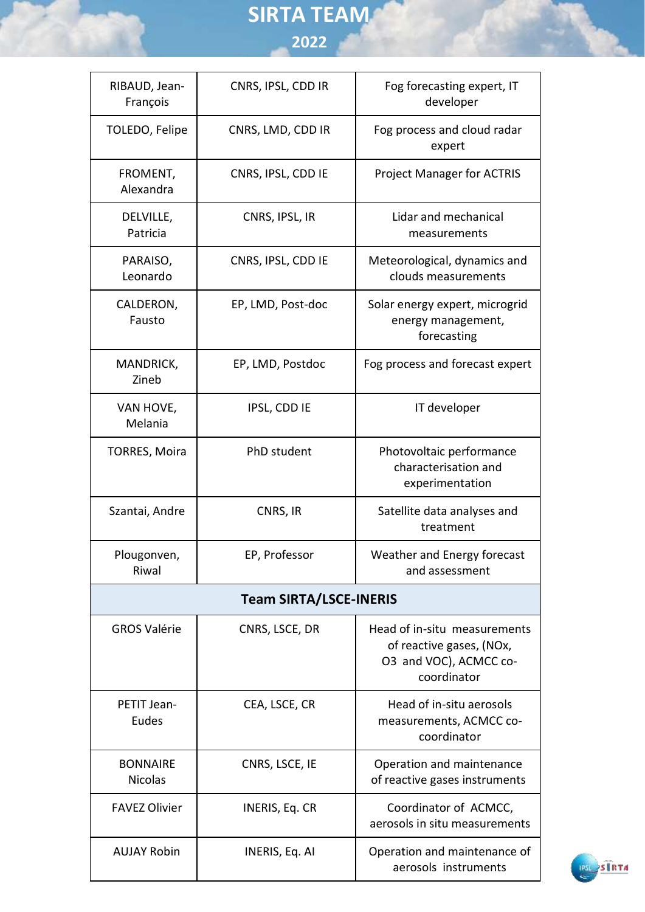# SIRTA TEAM

## 2022

| | | |
|---|---|---|
| RIBAUD, Jean-François | CNRS, IPSL, CDD IR | Fog forecasting expert, IT developer |
| TOLEDO, Felipe | CNRS, LMD, CDD IR | Fog process and cloud radar expert |
| FROMENT, Alexandra | CNRS, IPSL, CDD IE | Project Manager for ACTRIS |
| DELVILLE, Patricia | CNRS, IPSL, IR | Lidar and mechanical measurements |
| PARAISO, Leonardo | CNRS, IPSL, CDD IE | Meteorological, dynamics and clouds measurements |
| CALDERON, Fausto | EP, LMD, Post-doc | Solar energy expert, microgrid energy management, forecasting |
| MANDRICK, Zineb | EP, LMD, Postdoc | Fog process and forecast expert |
| VAN HOVE, Melania | IPSL, CDD IE | IT developer |
| TORRES, Moira | PhD student | Photovoltaic performance characterisation and experimentation |
| Szantai, Andre | CNRS, IR | Satellite data analyses and treatment |
| Plougonven, Riwal | EP, Professor | Weather and Energy forecast and assessment |
| **Team SIRTA/LSCE-INERIS** | | |
| GROS Valérie | CNRS, LSCE, DR | Head of in-situ measurements of reactive gases, (NOx, O3 and VOC), ACMCC co-coordinator |
| PETIT Jean-Eudes | CEA, LSCE, CR | Head of in-situ aerosols measurements, ACMCC co-coordinator |
| BONNAIRE Nicolas | CNRS, LSCE, IE | Operation and maintenance of reactive gases instruments |
| FAVEZ Olivier | INERIS, Eq. CR | Coordinator of ACMCC, aerosols in situ measurements |
| AUJAY Robin | INERIS, Eq. AI | Operation and maintenance of aerosols instruments |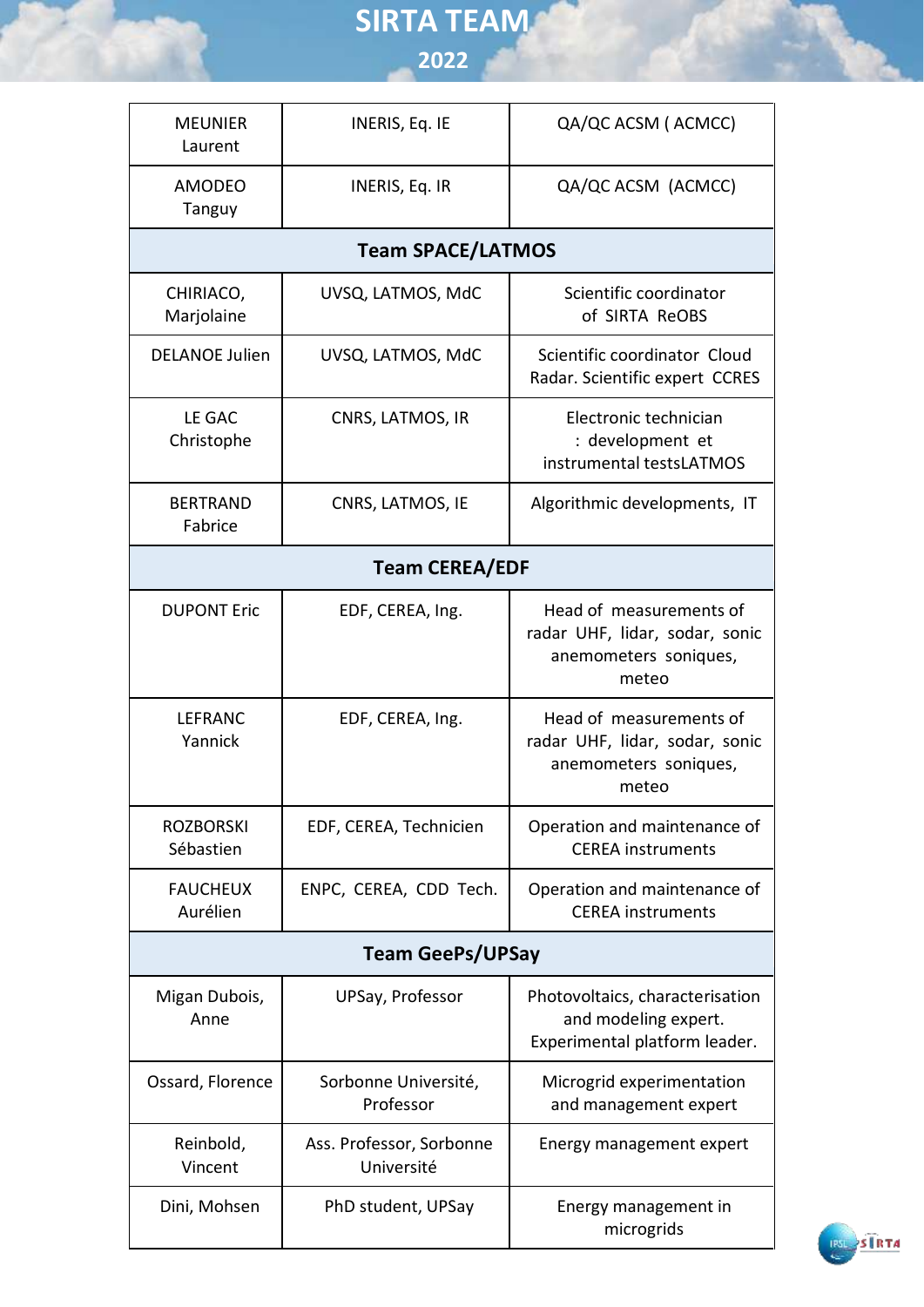# SIRTA TEAM

## 2022

| | | |
|---|---|---|
| MEUNIER Laurent | INERIS, Eq. IE | QA/QC ACSM ( ACMCC) |
| AMODEO Tanguy | INERIS, Eq. IR | QA/QC ACSM (ACMCC) |
| **Team SPACE/LATMOS** | | |
| CHIRIACO, Marjolaine | UVSQ, LATMOS, MdC | Scientific coordinator of SIRTA ReOBS |
| DELANOE Julien | UVSQ, LATMOS, MdC | Scientific coordinator Cloud Radar. Scientific expert CCRES |
| LE GAC Christophe | CNRS, LATMOS, IR | Electronic technician : development et instrumental testsLATMOS |
| BERTRAND Fabrice | CNRS, LATMOS, IE | Algorithmic developments, IT |
| **Team CEREA/EDF** | | |
| DUPONT Eric | EDF, CEREA, Ing. | Head of measurements of radar UHF, lidar, sodar, sonic anemometers soniques, meteo |
| LEFRANC Yannick | EDF, CEREA, Ing. | Head of measurements of radar UHF, lidar, sodar, sonic anemometers soniques, meteo |
| ROZBORSKI Sébastien | EDF, CEREA, Technicien | Operation and maintenance of CEREA instruments |
| FAUCHEUX Aurélien | ENPC, CEREA, CDD Tech. | Operation and maintenance of CEREA instruments |
| **Team GeePs/UPSay** | | |
| Migan Dubois, Anne | UPSay, Professor | Photovoltaics, characterisation and modeling expert. Experimental platform leader. |
| Ossard, Florence | Sorbonne Université, Professor | Microgrid experimentation and management expert |
| Reinbold, Vincent | Ass. Professor, Sorbonne Université | Energy management expert |
| Dini, Mohsen | PhD student, UPSay | Energy management in microgrids |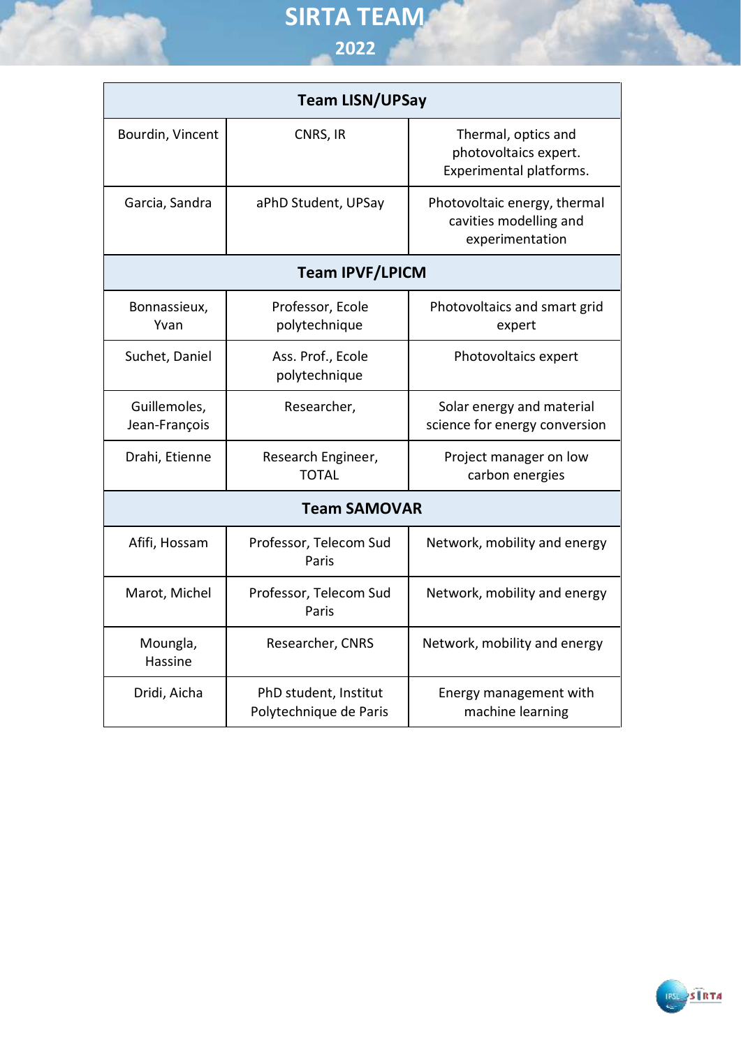# SIRTA TEAM

## 2022

| | | |
|---|---|---|
| **Team LISN/UPSay** | | |
| Bourdin, Vincent | CNRS, IR | Thermal, optics and photovoltaics expert. Experimental platforms. |
| Garcia, Sandra | aPhD Student, UPSay | Photovoltaic energy, thermal cavities modelling and experimentation |
| **Team IPVF/LPICM** | | |
| Bonnassieux, Yvan | Professor, Ecole polytechnique | Photovoltaics and smart grid expert |
| Suchet, Daniel | Ass. Prof., Ecole polytechnique | Photovoltaics expert |
| Guillemoles, Jean-François | Researcher, | Solar energy and material science for energy conversion |
| Drahi, Etienne | Research Engineer, TOTAL | Project manager on low carbon energies |
| **Team SAMOVAR** | | |
| Afifi, Hossam | Professor, Telecom Sud Paris | Network, mobility and energy |
| Marot, Michel | Professor, Telecom Sud Paris | Network, mobility and energy |
| Moungla, Hassine | Researcher, CNRS | Network, mobility and energy |
| Dridi, Aicha | PhD student, Institut Polytechnique de Paris | Energy management with machine learning |